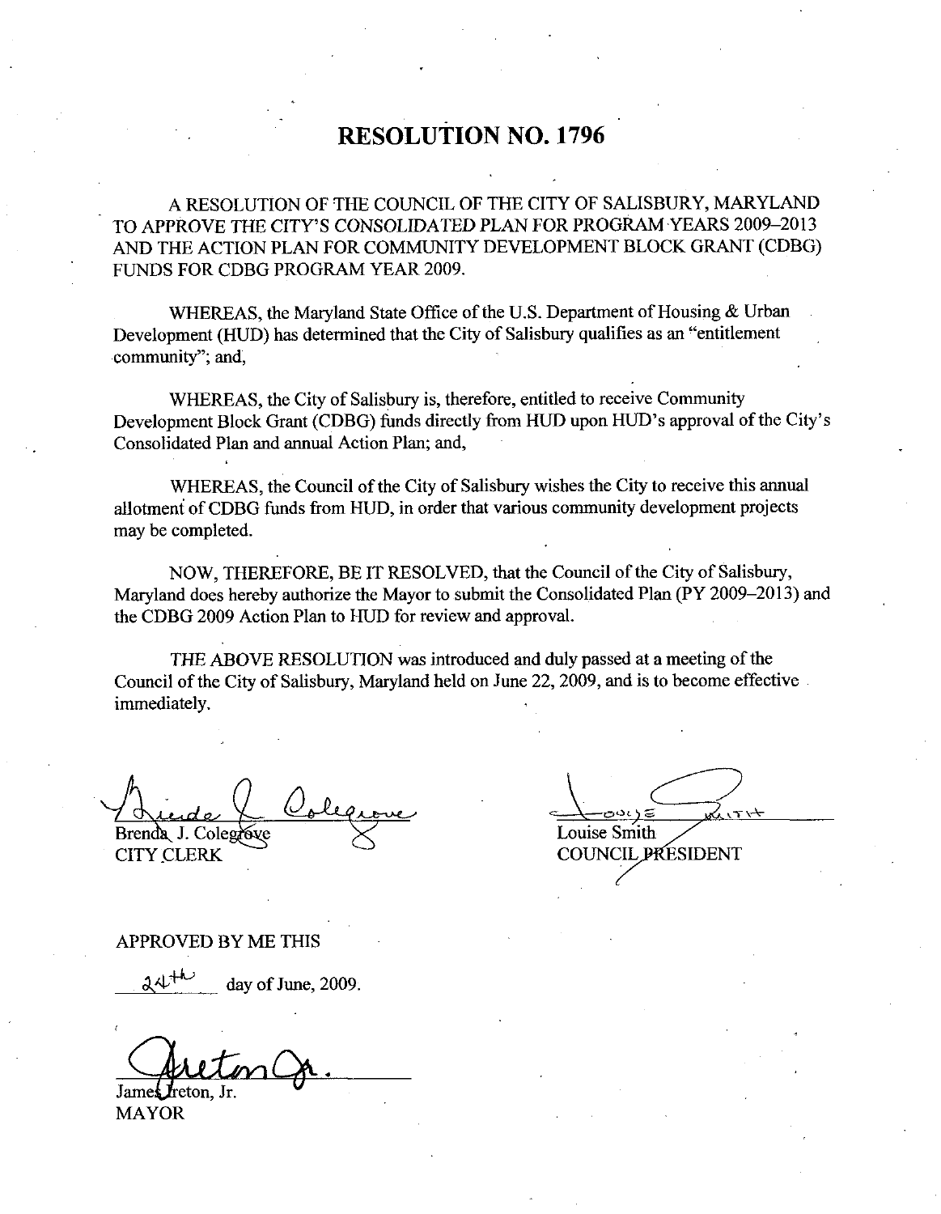# RESOLUTION NO. 1796

A RESOLUTION OF THE COUNCIL OF THE CITY OF SALISBURY, MARYLAND TO APPROVE THE CITY'S CONSOLIDATED PLAN FOR PROGRAM YEARS 2009–2013 AND THE ACTION PLAN FOR COMMUNITY DEVELOPMENT BLOCK GRANT (CDBG) FUNDS FOR CDBG PROGRAM YEAR 2009.

WHEREAS, the Maryland State Office of the U.S. Department of Housing & Urban Development (HUD) has determined that the City of Salisbury qualifies as an "entitlement community"; and,

WHEREAS, the City of Salisbury is, therefore, entitled to receive Community Development Block Grant (CDBG) funds directly from HUD upon HUD's approval of the City's Consolidated Plan and annual Action Plan; and,

WHEREAS, the Council of the City of Salisbury wishes the City to receive this annual allotment of CDBG funds from HUD, in order that various community development projects may be completed.

NOW, THEREFORE, BE IT RESOLVED, that the Council of the City of Salisbury, Maryland does hereby authorize the Mayor to submit the Consolidated Plan (PY 2009–2013) and the CDBG 2009 Action Plan to HUD for review and approval.

THE ABOVE RESOLUTION was introduced and duly passed at a meeting of the Council of the City of Salisbury, Maryland held on June 22, 2009, and is to become effective immediately.

Brenda J. Colegrove
CITY CLERK

Louise Smith
COUNCIL PRESIDENT

APPROVED BY ME THIS

24th day of June, 2009.

James Ireton, Jr.
MAYOR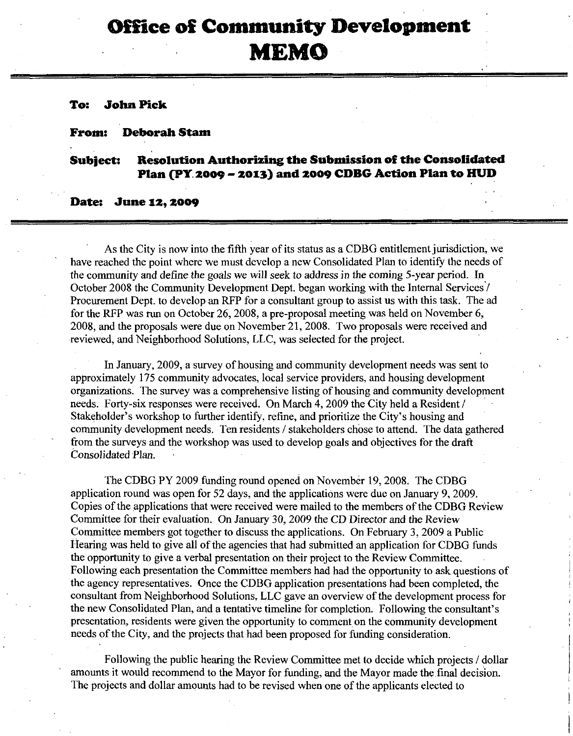# Office of Community Development MEMO

**To: John Pick**

**From: Deborah Stam**

**Subject: Resolution Authorizing the Submission of the Consolidated Plan (PY 2009 – 2013) and 2009 CDBG Action Plan to HUD**

**Date: June 12, 2009**

As the City is now into the fifth year of its status as a CDBG entitlement jurisdiction, we have reached the point where we must develop a new Consolidated Plan to identify the needs of the community and define the goals we will seek to address in the coming 5-year period. In October 2008 the Community Development Dept. began working with the Internal Services / Procurement Dept. to develop an RFP for a consultant group to assist us with this task. The ad for the RFP was run on October 26, 2008, a pre-proposal meeting was held on November 6, 2008, and the proposals were due on November 21, 2008. Two proposals were received and reviewed, and Neighborhood Solutions, LLC, was selected for the project.

In January, 2009, a survey of housing and community development needs was sent to approximately 175 community advocates, local service providers, and housing development organizations. The survey was a comprehensive listing of housing and community development needs. Forty-six responses were received. On March 4, 2009 the City held a Resident / Stakeholder's workshop to further identify, refine, and prioritize the City's housing and community development needs. Ten residents / stakeholders chose to attend. The data gathered from the surveys and the workshop was used to develop goals and objectives for the draft Consolidated Plan.

The CDBG PY 2009 funding round opened on November 19, 2008. The CDBG application round was open for 52 days, and the applications were due on January 9, 2009. Copies of the applications that were received were mailed to the members of the CDBG Review Committee for their evaluation. On January 30, 2009 the CD Director and the Review Committee members got together to discuss the applications. On February 3, 2009 a Public Hearing was held to give all of the agencies that had submitted an application for CDBG funds the opportunity to give a verbal presentation on their project to the Review Committee. Following each presentation the Committee members had had the opportunity to ask questions of the agency representatives. Once the CDBG application presentations had been completed, the consultant from Neighborhood Solutions, LLC gave an overview of the development process for the new Consolidated Plan, and a tentative timeline for completion. Following the consultant's presentation, residents were given the opportunity to comment on the community development needs of the City, and the projects that had been proposed for funding consideration.

Following the public hearing the Review Committee met to decide which projects / dollar amounts it would recommend to the Mayor for funding, and the Mayor made the final decision. The projects and dollar amounts had to be revised when one of the applicants elected to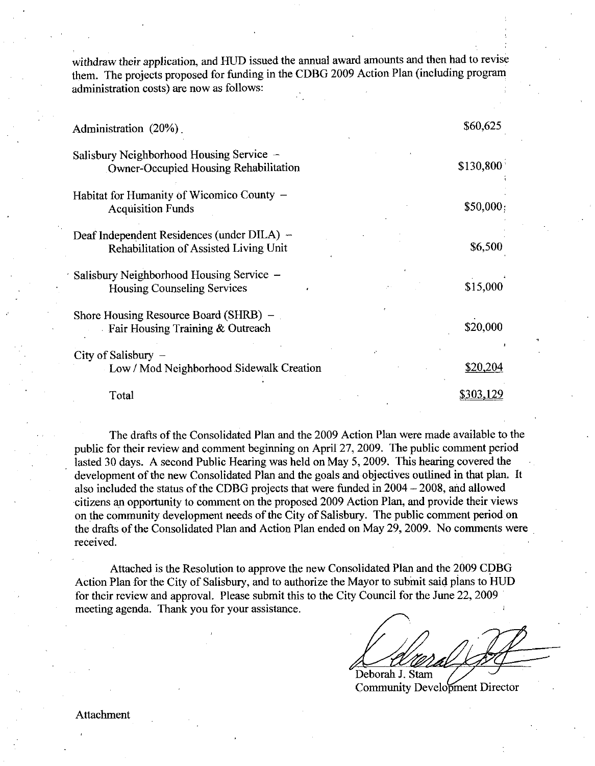withdraw their application, and HUD issued the annual award amounts and then had to revise them. The projects proposed for funding in the CDBG 2009 Action Plan (including program administration costs) are now as follows:

| Project | Amount |
| --- | --- |
| Administration (20%) | $60,625 |
| Salisbury Neighborhood Housing Service – Owner-Occupied Housing Rehabilitation | $130,800 |
| Habitat for Humanity of Wicomico County – Acquisition Funds | $50,000 |
| Deaf Independent Residences (under DILA) – Rehabilitation of Assisted Living Unit | $6,500 |
| Salisbury Neighborhood Housing Service – Housing Counseling Services | $15,000 |
| Shore Housing Resource Board (SHRB) – Fair Housing Training & Outreach | $20,000 |
| City of Salisbury – Low / Mod Neighborhood Sidewalk Creation | $20,204 |
| Total | $303,129 |

The drafts of the Consolidated Plan and the 2009 Action Plan were made available to the public for their review and comment beginning on April 27, 2009. The public comment period lasted 30 days. A second Public Hearing was held on May 5, 2009. This hearing covered the development of the new Consolidated Plan and the goals and objectives outlined in that plan. It also included the status of the CDBG projects that were funded in 2004 – 2008, and allowed citizens an opportunity to comment on the proposed 2009 Action Plan, and provide their views on the community development needs of the City of Salisbury. The public comment period on the drafts of the Consolidated Plan and Action Plan ended on May 29, 2009. No comments were received.

Attached is the Resolution to approve the new Consolidated Plan and the 2009 CDBG Action Plan for the City of Salisbury, and to authorize the Mayor to submit said plans to HUD for their review and approval. Please submit this to the City Council for the June 22, 2009 meeting agenda. Thank you for your assistance.

Deborah J. Stam
Community Development Director

Attachment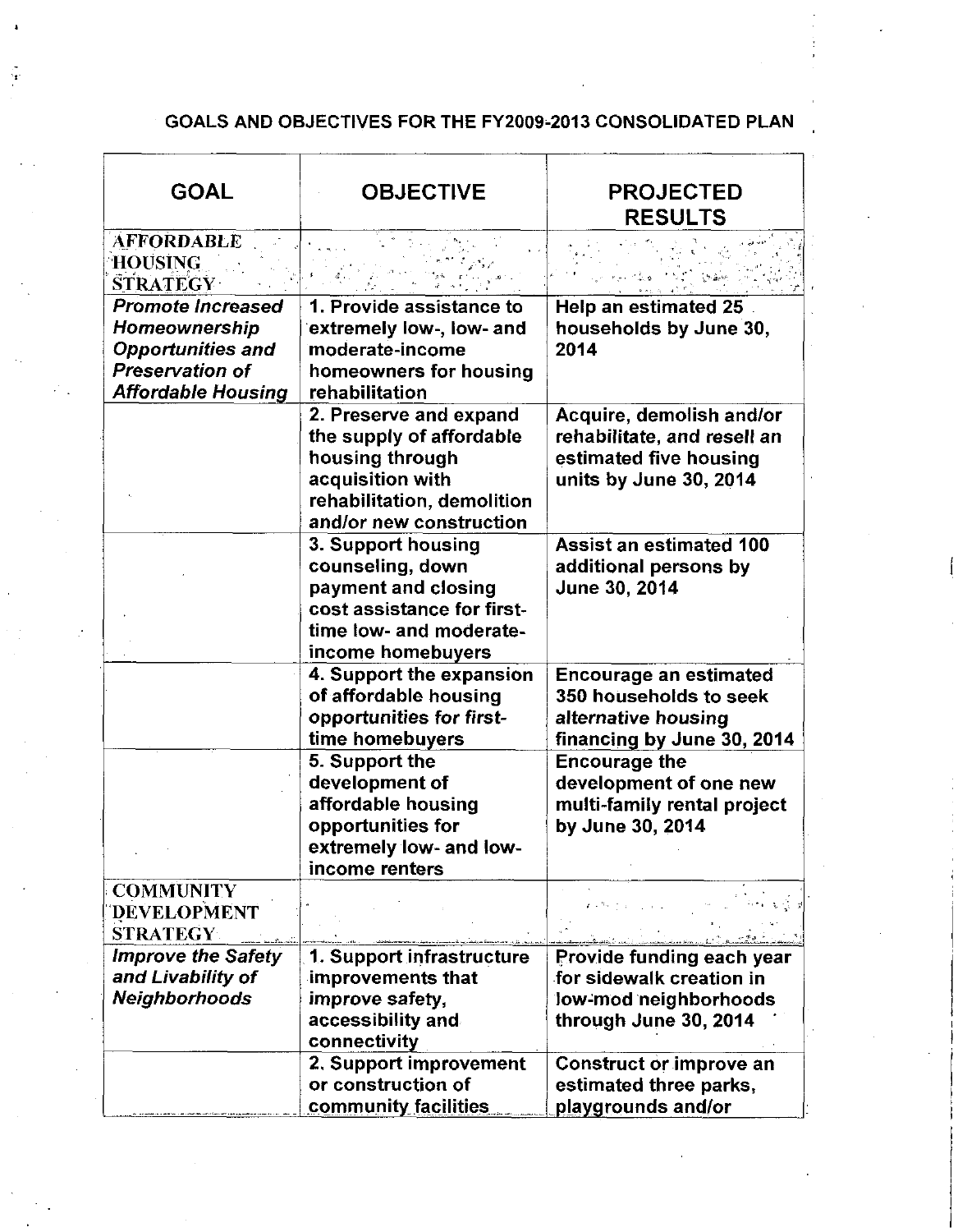## GOALS AND OBJECTIVES FOR THE FY2009-2013 CONSOLIDATED PLAN

| GOAL | OBJECTIVE | PROJECTED RESULTS |
|---|---|---|
| **AFFORDABLE HOUSING STRATEGY** | | |
| ***Promote Increased Homeownership Opportunities and Preservation of Affordable Housing*** | **1. Provide assistance to extremely low-, low- and moderate-income homeowners for housing rehabilitation** | **Help an estimated 25 households by June 30, 2014** |
| | **2. Preserve and expand the supply of affordable housing through acquisition with rehabilitation, demolition and/or new construction** | **Acquire, demolish and/or rehabilitate, and resell an estimated five housing units by June 30, 2014** |
| | **3. Support housing counseling, down payment and closing cost assistance for first-time low- and moderate-income homebuyers** | **Assist an estimated 100 additional persons by June 30, 2014** |
| | **4. Support the expansion of affordable housing opportunities for first-time homebuyers** | **Encourage an estimated 350 households to seek alternative housing financing by June 30, 2014** |
| | **5. Support the development of affordable housing opportunities for extremely low- and low-income renters** | **Encourage the development of one new multi-family rental project by June 30, 2014** |
| **COMMUNITY DEVELOPMENT STRATEGY** | | |
| ***Improve the Safety and Livability of Neighborhoods*** | **1. Support infrastructure improvements that improve safety, accessibility and connectivity** | **Provide funding each year for sidewalk creation in low-mod neighborhoods through June 30, 2014** |
| | **2. Support improvement or construction of community facilities** | **Construct or improve an estimated three parks, playgrounds and/or** |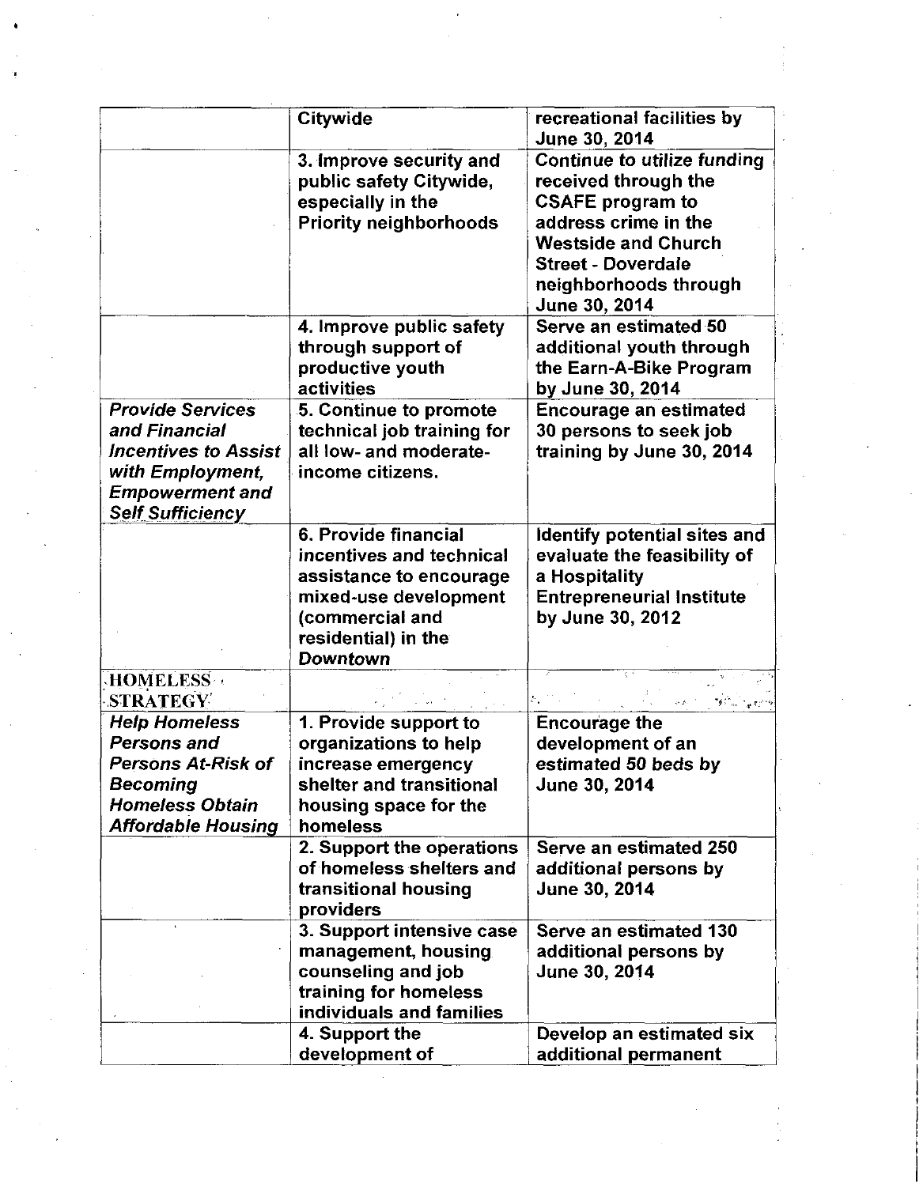|  |  |  |
|---|---|---|
|  | **Citywide** | **recreational facilities by June 30, 2014** |
|  | **3. Improve security and public safety Citywide, especially in the Priority neighborhoods** | **Continue to utilize funding received through the CSAFE program to address crime in the Westside and Church Street - Doverdale neighborhoods through June 30, 2014** |
|  | **4. Improve public safety through support of productive youth activities** | **Serve an estimated 50 additional youth through the Earn-A-Bike Program by June 30, 2014** |
| ***Provide Services and Financial Incentives to Assist with Employment, Empowerment and Self Sufficiency*** | **5. Continue to promote technical job training for all low- and moderate-income citizens.** | **Encourage an estimated 30 persons to seek job training by June 30, 2014** |
|  | **6. Provide financial incentives and technical assistance to encourage mixed-use development (commercial and residential) in the Downtown** | **Identify potential sites and evaluate the feasibility of a Hospitality Entrepreneurial Institute by June 30, 2012** |
| **HOMELESS STRATEGY** |  |  |
| ***Help Homeless Persons and Persons At-Risk of Becoming Homeless Obtain Affordable Housing*** | **1. Provide support to organizations to help increase emergency shelter and transitional housing space for the homeless** | **Encourage the development of an estimated 50 beds by June 30, 2014** |
|  | **2. Support the operations of homeless shelters and transitional housing providers** | **Serve an estimated 250 additional persons by June 30, 2014** |
|  | **3. Support intensive case management, housing counseling and job training for homeless individuals and families** | **Serve an estimated 130 additional persons by June 30, 2014** |
|  | **4. Support the development of** | **Develop an estimated six additional permanent** |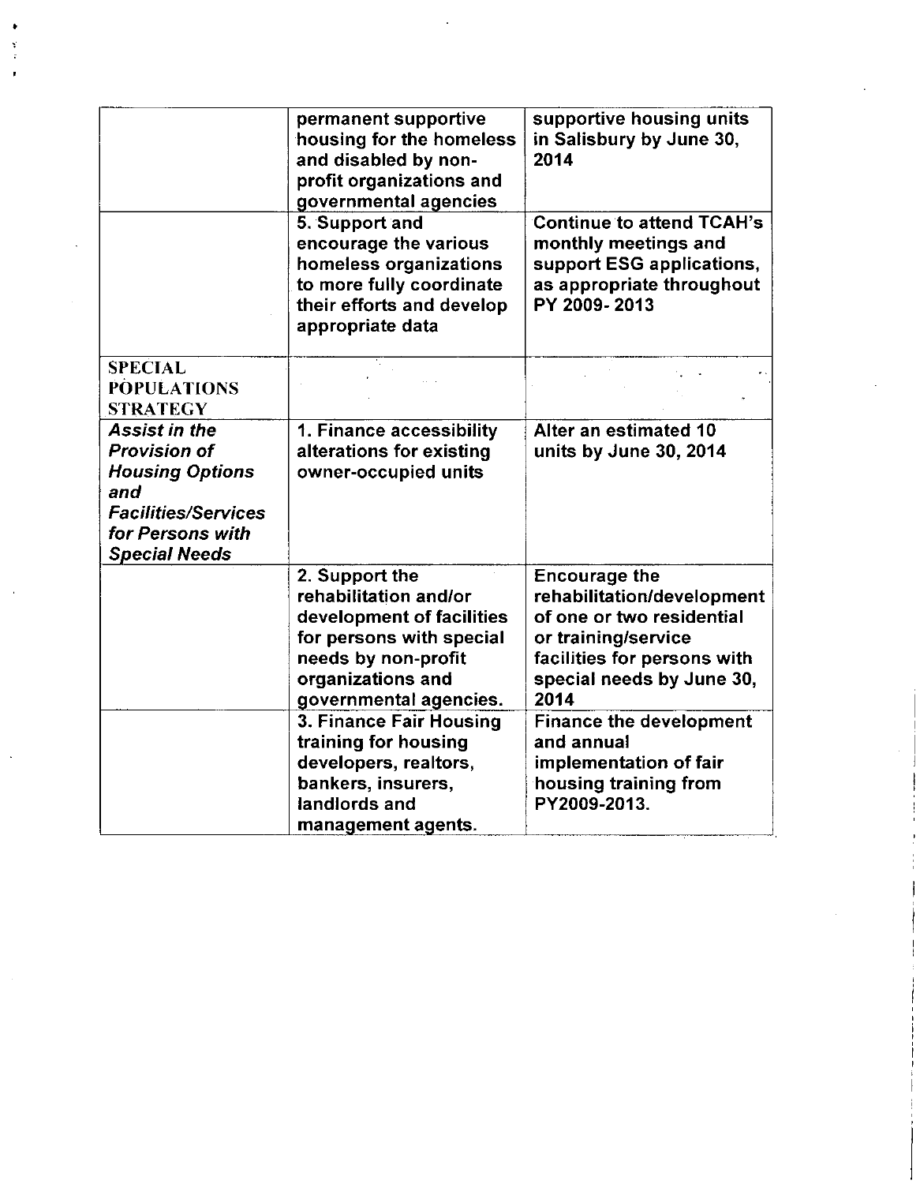| | | |
|---|---|---|
| | permanent supportive housing for the homeless and disabled by non-profit organizations and governmental agencies | supportive housing units in Salisbury by June 30, 2014 |
| | 5. Support and encourage the various homeless organizations to more fully coordinate their efforts and develop appropriate data | Continue to attend TCAH's monthly meetings and support ESG applications, as appropriate throughout PY 2009- 2013 |
| **SPECIAL POPULATIONS STRATEGY** | | |
| ***Assist in the Provision of Housing Options and Facilities/Services for Persons with Special Needs*** | 1. Finance accessibility alterations for existing owner-occupied units | Alter an estimated 10 units by June 30, 2014 |
| | 2. Support the rehabilitation and/or development of facilities for persons with special needs by non-profit organizations and governmental agencies. | Encourage the rehabilitation/development of one or two residential or training/service facilities for persons with special needs by June 30, 2014 |
| | 3. Finance Fair Housing training for housing developers, realtors, bankers, insurers, landlords and management agents. | Finance the development and annual implementation of fair housing training from PY2009-2013. |